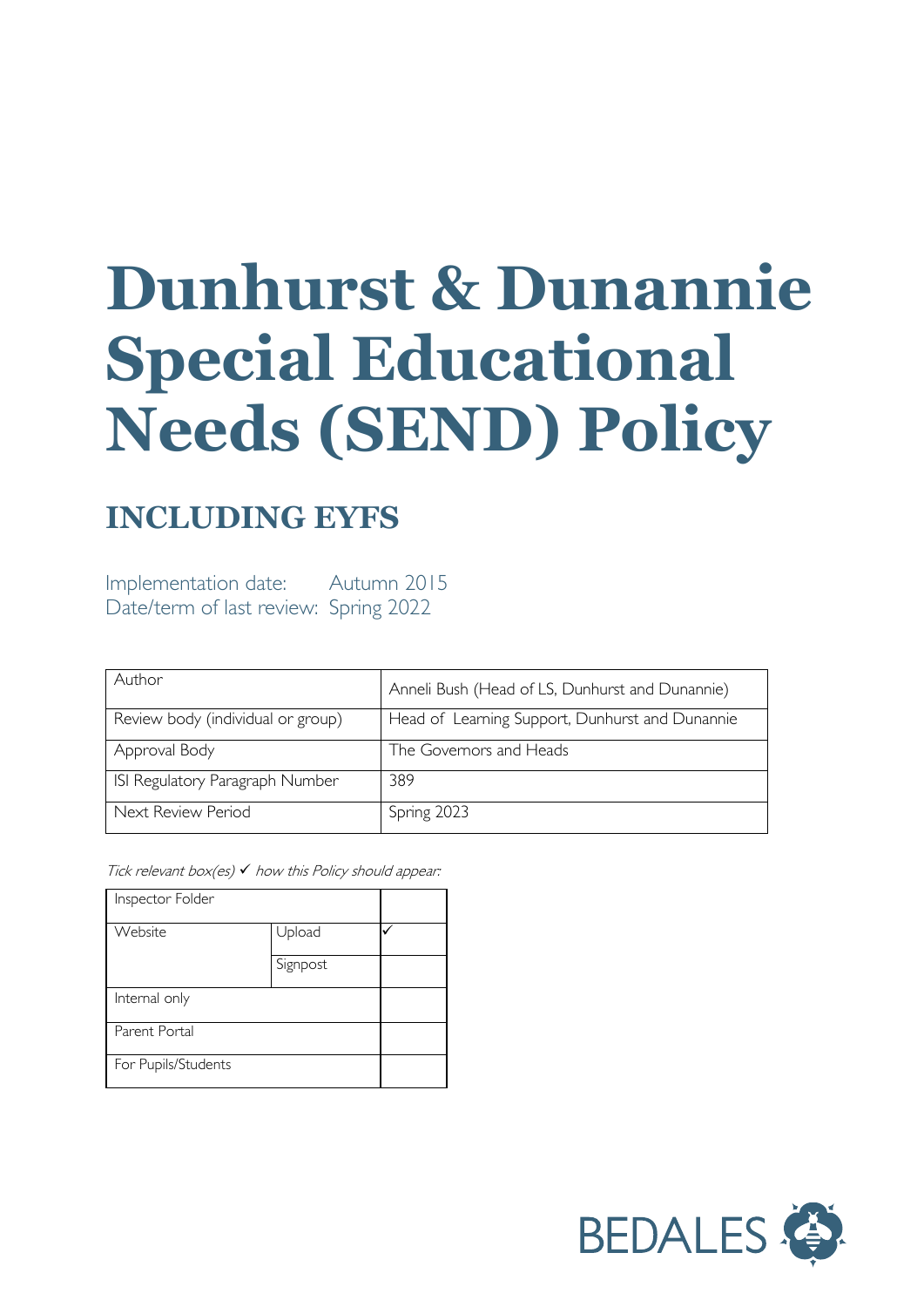# Dunhurst & Dunannie Special Educational Needs (SEND) Policy

## INCLUDING EYFS

Implementation date: Autumn 2015
Date/term of last review: Spring 2022

| | |
|---|---|
| Author | Anneli Bush (Head of LS, Dunhurst and Dunannie) |
| Review body (individual or group) | Head of Learning Support, Dunhurst and Dunannie |
| Approval Body | The Governors and Heads |
| ISI Regulatory Paragraph Number | 389 |
| Next Review Period | Spring 2023 |

*Tick relevant box(es) ✓ how this Policy should appear:*

| | | |
|---|---|---|
| Inspector Folder | | |
| Website | Upload | ✓ |
| | Signpost | |
| Internal only | | |
| Parent Portal | | |
| For Pupils/Students | | |

BEDALES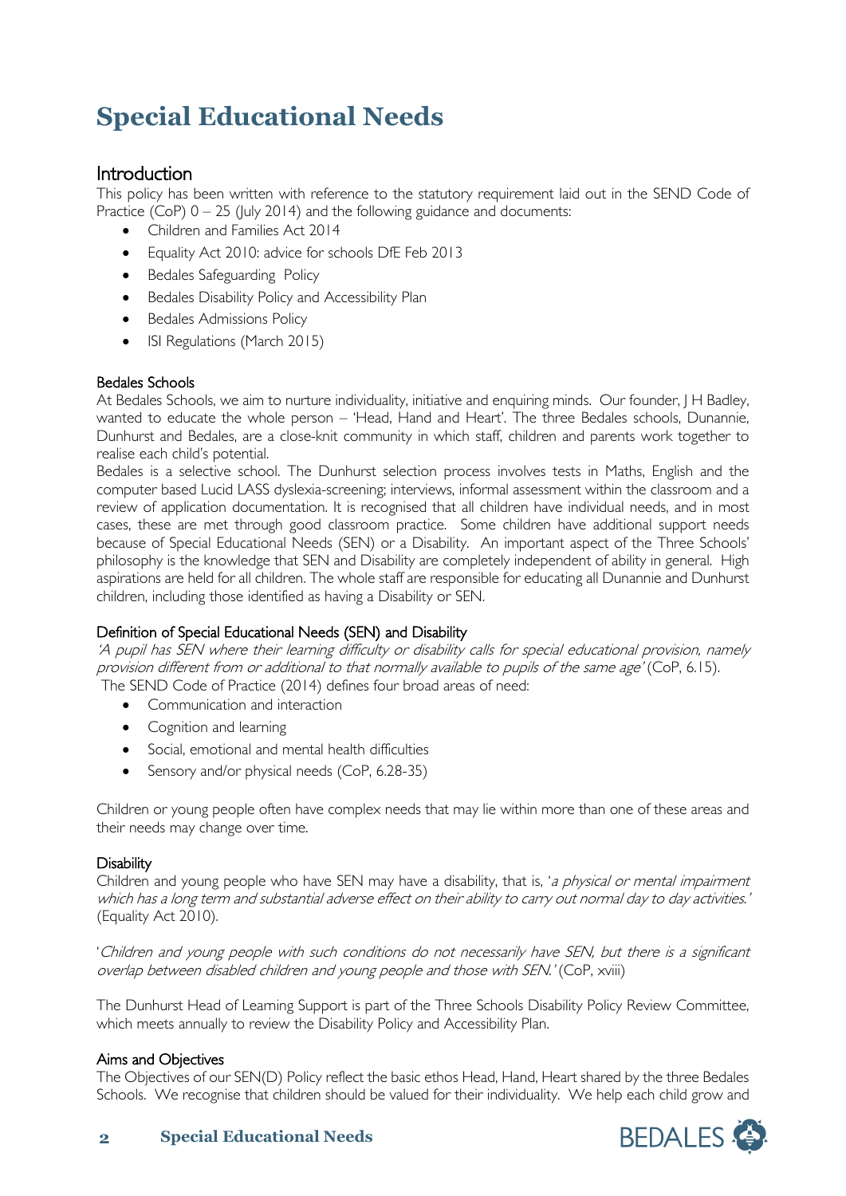# Special Educational Needs

## Introduction

This policy has been written with reference to the statutory requirement laid out in the SEND Code of Practice (CoP) 0 – 25 (July 2014) and the following guidance and documents:

- Children and Families Act 2014
- Equality Act 2010: advice for schools DfE Feb 2013
- Bedales Safeguarding Policy
- Bedales Disability Policy and Accessibility Plan
- Bedales Admissions Policy
- ISI Regulations (March 2015)

### Bedales Schools

At Bedales Schools, we aim to nurture individuality, initiative and enquiring minds. Our founder, J H Badley, wanted to educate the whole person – 'Head, Hand and Heart'. The three Bedales schools, Dunannie, Dunhurst and Bedales, are a close-knit community in which staff, children and parents work together to realise each child's potential.

Bedales is a selective school. The Dunhurst selection process involves tests in Maths, English and the computer based Lucid LASS dyslexia-screening; interviews, informal assessment within the classroom and a review of application documentation. It is recognised that all children have individual needs, and in most cases, these are met through good classroom practice. Some children have additional support needs because of Special Educational Needs (SEN) or a Disability. An important aspect of the Three Schools' philosophy is the knowledge that SEN and Disability are completely independent of ability in general. High aspirations are held for all children. The whole staff are responsible for educating all Dunannie and Dunhurst children, including those identified as having a Disability or SEN.

### Definition of Special Educational Needs (SEN) and Disability

*'A pupil has SEN where their learning difficulty or disability calls for special educational provision, namely provision different from or additional to that normally available to pupils of the same age'* (CoP, 6.15).

The SEND Code of Practice (2014) defines four broad areas of need:

- Communication and interaction
- Cognition and learning
- Social, emotional and mental health difficulties
- Sensory and/or physical needs (CoP, 6.28-35)

Children or young people often have complex needs that may lie within more than one of these areas and their needs may change over time.

### Disability

Children and young people who have SEN may have a disability, that is, '*a physical or mental impairment which has a long term and substantial adverse effect on their ability to carry out normal day to day activities.'* (Equality Act 2010).

'*Children and young people with such conditions do not necessarily have SEN, but there is a significant overlap between disabled children and young people and those with SEN.'* (CoP, xviii)

The Dunhurst Head of Learning Support is part of the Three Schools Disability Policy Review Committee, which meets annually to review the Disability Policy and Accessibility Plan.

### Aims and Objectives

The Objectives of our SEN(D) Policy reflect the basic ethos Head, Hand, Heart shared by the three Bedales Schools. We recognise that children should be valued for their individuality. We help each child grow and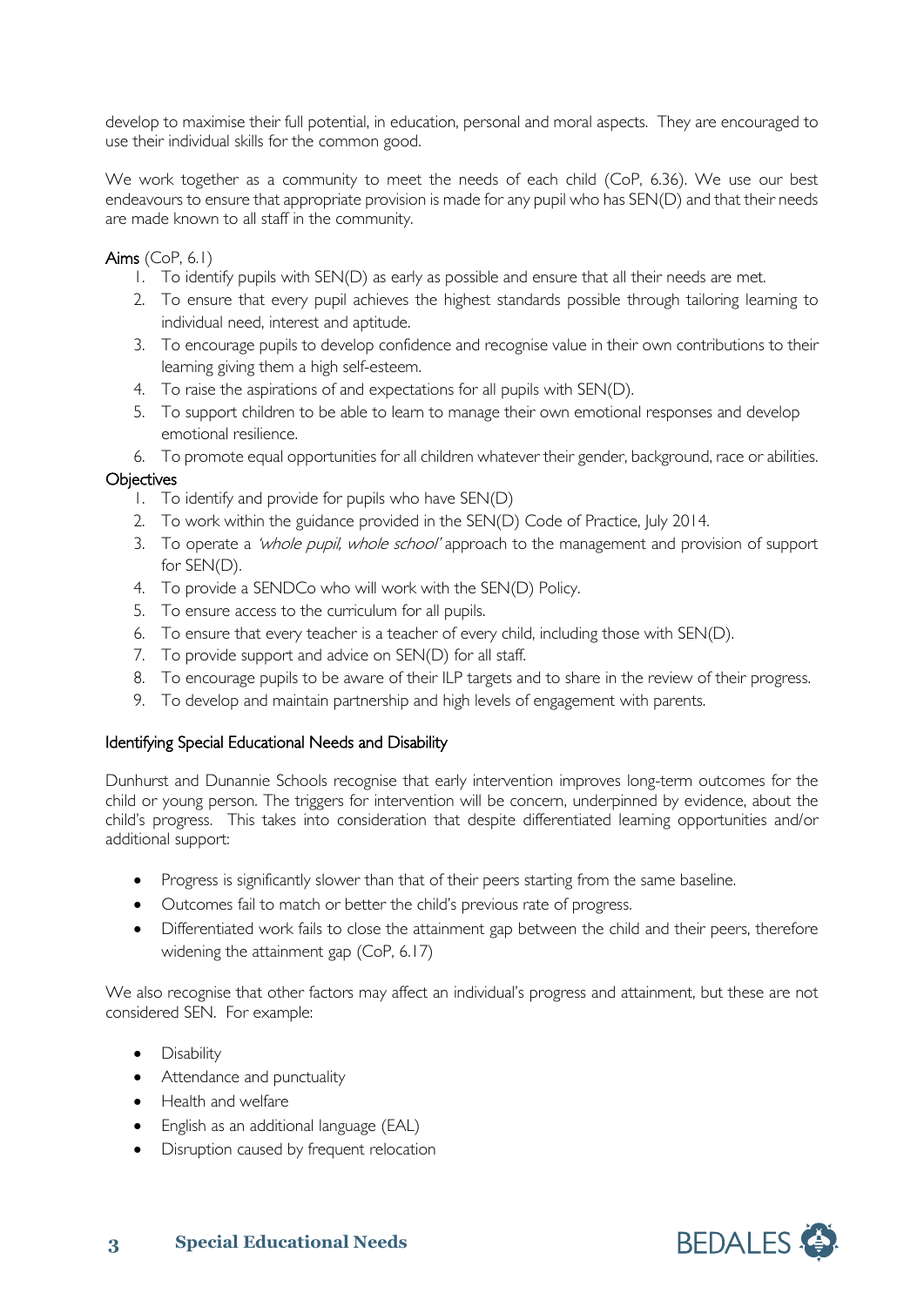develop to maximise their full potential, in education, personal and moral aspects. They are encouraged to use their individual skills for the common good.

We work together as a community to meet the needs of each child (CoP, 6.36). We use our best endeavours to ensure that appropriate provision is made for any pupil who has SEN(D) and that their needs are made known to all staff in the community.

**Aims** (CoP, 6.1)

1. To identify pupils with SEN(D) as early as possible and ensure that all their needs are met.
2. To ensure that every pupil achieves the highest standards possible through tailoring learning to individual need, interest and aptitude.
3. To encourage pupils to develop confidence and recognise value in their own contributions to their learning giving them a high self-esteem.
4. To raise the aspirations of and expectations for all pupils with SEN(D).
5. To support children to be able to learn to manage their own emotional responses and develop emotional resilience.
6. To promote equal opportunities for all children whatever their gender, background, race or abilities.

**Objectives**

1. To identify and provide for pupils who have SEN(D)
2. To work within the guidance provided in the SEN(D) Code of Practice, July 2014.
3. To operate a *'whole pupil, whole school'* approach to the management and provision of support for SEN(D).
4. To provide a SENDCo who will work with the SEN(D) Policy.
5. To ensure access to the curriculum for all pupils.
6. To ensure that every teacher is a teacher of every child, including those with SEN(D).
7. To provide support and advice on SEN(D) for all staff.
8. To encourage pupils to be aware of their ILP targets and to share in the review of their progress.
9. To develop and maintain partnership and high levels of engagement with parents.

## Identifying Special Educational Needs and Disability

Dunhurst and Dunannie Schools recognise that early intervention improves long-term outcomes for the child or young person. The triggers for intervention will be concern, underpinned by evidence, about the child's progress. This takes into consideration that despite differentiated learning opportunities and/or additional support:

- Progress is significantly slower than that of their peers starting from the same baseline.
- Outcomes fail to match or better the child's previous rate of progress.
- Differentiated work fails to close the attainment gap between the child and their peers, therefore widening the attainment gap (CoP, 6.17)

We also recognise that other factors may affect an individual's progress and attainment, but these are not considered SEN. For example:

- Disability
- Attendance and punctuality
- Health and welfare
- English as an additional language (EAL)
- Disruption caused by frequent relocation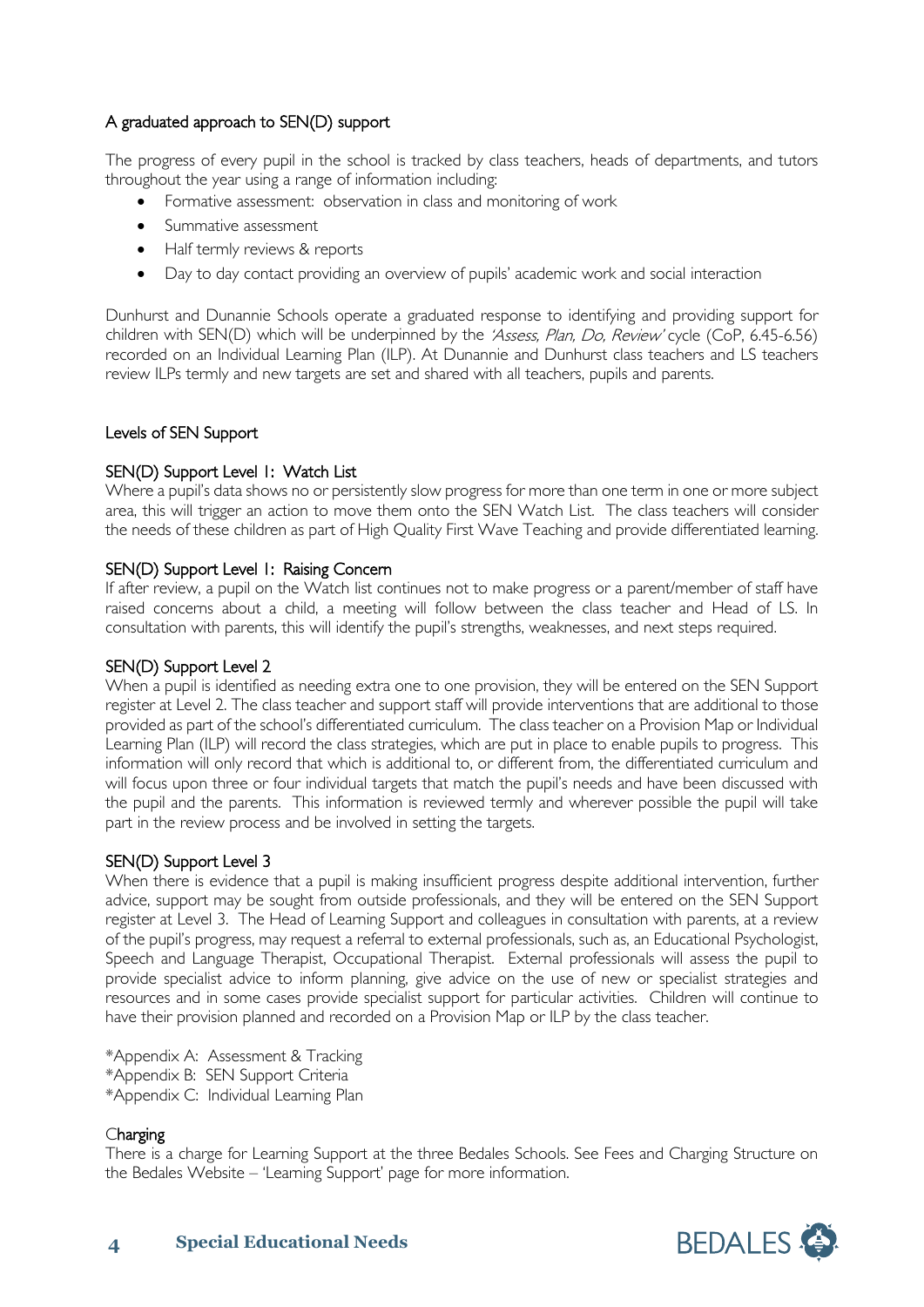## A graduated approach to SEN(D) support

The progress of every pupil in the school is tracked by class teachers, heads of departments, and tutors throughout the year using a range of information including:

- Formative assessment: observation in class and monitoring of work
- Summative assessment
- Half termly reviews & reports
- Day to day contact providing an overview of pupils' academic work and social interaction

Dunhurst and Dunannie Schools operate a graduated response to identifying and providing support for children with SEN(D) which will be underpinned by the *'Assess, Plan, Do, Review'* cycle (CoP, 6.45-6.56) recorded on an Individual Learning Plan (ILP). At Dunannie and Dunhurst class teachers and LS teachers review ILPs termly and new targets are set and shared with all teachers, pupils and parents.

## Levels of SEN Support

### SEN(D) Support Level 1: Watch List

Where a pupil's data shows no or persistently slow progress for more than one term in one or more subject area, this will trigger an action to move them onto the SEN Watch List. The class teachers will consider the needs of these children as part of High Quality First Wave Teaching and provide differentiated learning.

### SEN(D) Support Level 1: Raising Concern

If after review, a pupil on the Watch list continues not to make progress or a parent/member of staff have raised concerns about a child, a meeting will follow between the class teacher and Head of LS. In consultation with parents, this will identify the pupil's strengths, weaknesses, and next steps required.

### SEN(D) Support Level 2

When a pupil is identified as needing extra one to one provision, they will be entered on the SEN Support register at Level 2. The class teacher and support staff will provide interventions that are additional to those provided as part of the school's differentiated curriculum. The class teacher on a Provision Map or Individual Learning Plan (ILP) will record the class strategies, which are put in place to enable pupils to progress. This information will only record that which is additional to, or different from, the differentiated curriculum and will focus upon three or four individual targets that match the pupil's needs and have been discussed with the pupil and the parents. This information is reviewed termly and wherever possible the pupil will take part in the review process and be involved in setting the targets.

### SEN(D) Support Level 3

When there is evidence that a pupil is making insufficient progress despite additional intervention, further advice, support may be sought from outside professionals, and they will be entered on the SEN Support register at Level 3. The Head of Learning Support and colleagues in consultation with parents, at a review of the pupil's progress, may request a referral to external professionals, such as, an Educational Psychologist, Speech and Language Therapist, Occupational Therapist. External professionals will assess the pupil to provide specialist advice to inform planning, give advice on the use of new or specialist strategies and resources and in some cases provide specialist support for particular activities. Children will continue to have their provision planned and recorded on a Provision Map or ILP by the class teacher.

*Appendix A: Assessment & Tracking
*Appendix B: SEN Support Criteria
*Appendix C: Individual Learning Plan

### Charging

There is a charge for Learning Support at the three Bedales Schools. See Fees and Charging Structure on the Bedales Website – 'Learning Support' page for more information.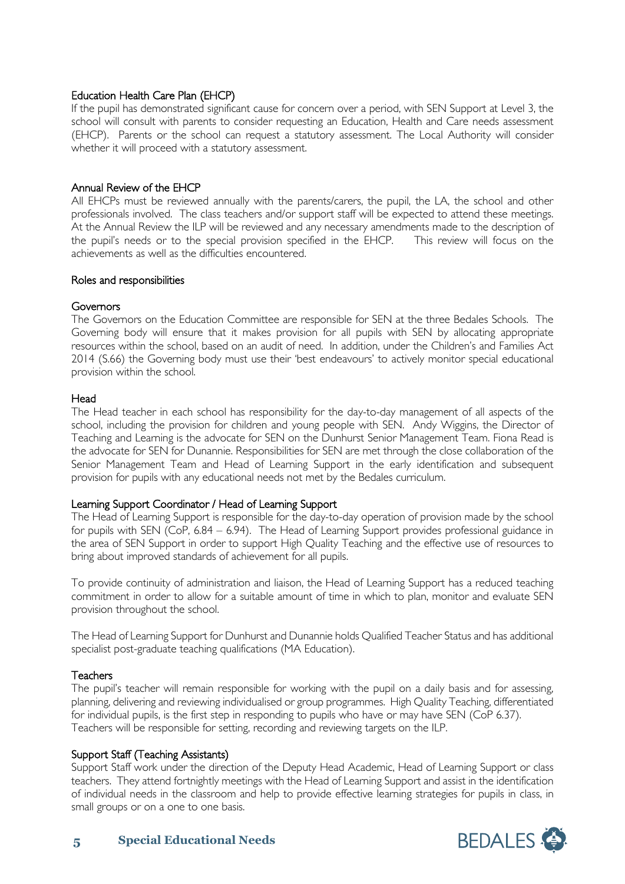### Education Health Care Plan (EHCP)

If the pupil has demonstrated significant cause for concern over a period, with SEN Support at Level 3, the school will consult with parents to consider requesting an Education, Health and Care needs assessment (EHCP). Parents or the school can request a statutory assessment. The Local Authority will consider whether it will proceed with a statutory assessment.

### Annual Review of the EHCP

All EHCPs must be reviewed annually with the parents/carers, the pupil, the LA, the school and other professionals involved. The class teachers and/or support staff will be expected to attend these meetings. At the Annual Review the ILP will be reviewed and any necessary amendments made to the description of the pupil's needs or to the special provision specified in the EHCP. This review will focus on the achievements as well as the difficulties encountered.

## Roles and responsibilities

### Governors

The Governors on the Education Committee are responsible for SEN at the three Bedales Schools. The Governing body will ensure that it makes provision for all pupils with SEN by allocating appropriate resources within the school, based on an audit of need. In addition, under the Children's and Families Act 2014 (S.66) the Governing body must use their 'best endeavours' to actively monitor special educational provision within the school.

### Head

The Head teacher in each school has responsibility for the day-to-day management of all aspects of the school, including the provision for children and young people with SEN. Andy Wiggins, the Director of Teaching and Learning is the advocate for SEN on the Dunhurst Senior Management Team. Fiona Read is the advocate for SEN for Dunannie. Responsibilities for SEN are met through the close collaboration of the Senior Management Team and Head of Learning Support in the early identification and subsequent provision for pupils with any educational needs not met by the Bedales curriculum.

### Learning Support Coordinator / Head of Learning Support

The Head of Learning Support is responsible for the day-to-day operation of provision made by the school for pupils with SEN (CoP, 6.84 – 6.94). The Head of Learning Support provides professional guidance in the area of SEN Support in order to support High Quality Teaching and the effective use of resources to bring about improved standards of achievement for all pupils.

To provide continuity of administration and liaison, the Head of Learning Support has a reduced teaching commitment in order to allow for a suitable amount of time in which to plan, monitor and evaluate SEN provision throughout the school.

The Head of Learning Support for Dunhurst and Dunannie holds Qualified Teacher Status and has additional specialist post-graduate teaching qualifications (MA Education).

### Teachers

The pupil's teacher will remain responsible for working with the pupil on a daily basis and for assessing, planning, delivering and reviewing individualised or group programmes. High Quality Teaching, differentiated for individual pupils, is the first step in responding to pupils who have or may have SEN (CoP 6.37). Teachers will be responsible for setting, recording and reviewing targets on the ILP.

### Support Staff (Teaching Assistants)

Support Staff work under the direction of the Deputy Head Academic, Head of Learning Support or class teachers. They attend fortnightly meetings with the Head of Learning Support and assist in the identification of individual needs in the classroom and help to provide effective learning strategies for pupils in class, in small groups or on a one to one basis.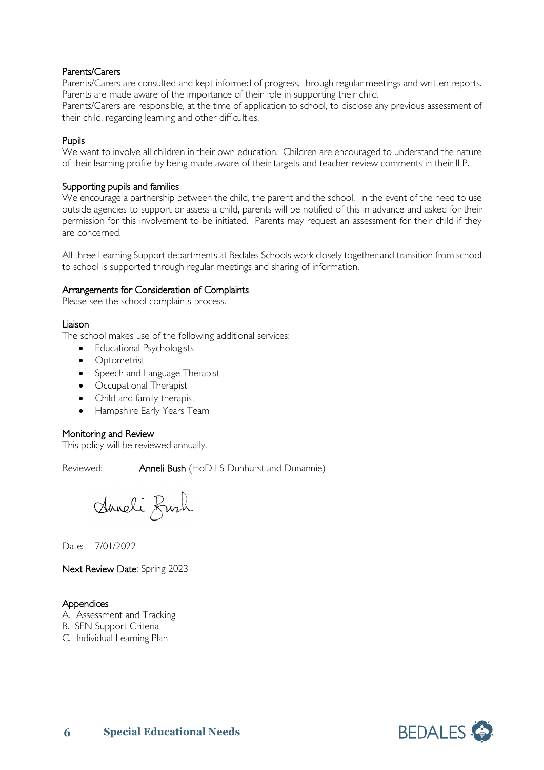### Parents/Carers

Parents/Carers are consulted and kept informed of progress, through regular meetings and written reports. Parents are made aware of the importance of their role in supporting their child.
Parents/Carers are responsible, at the time of application to school, to disclose any previous assessment of their child, regarding learning and other difficulties.

### Pupils

We want to involve all children in their own education. Children are encouraged to understand the nature of their learning profile by being made aware of their targets and teacher review comments in their ILP.

### Supporting pupils and families

We encourage a partnership between the child, the parent and the school. In the event of the need to use outside agencies to support or assess a child, parents will be notified of this in advance and asked for their permission for this involvement to be initiated. Parents may request an assessment for their child if they are concerned.

All three Learning Support departments at Bedales Schools work closely together and transition from school to school is supported through regular meetings and sharing of information.

### Arrangements for Consideration of Complaints

Please see the school complaints process.

### Liaison

The school makes use of the following additional services:

- Educational Psychologists
- Optometrist
- Speech and Language Therapist
- Occupational Therapist
- Child and family therapist
- Hampshire Early Years Team

### Monitoring and Review

This policy will be reviewed annually.

Reviewed: **Anneli Bush** (HoD LS Dunhurst and Dunannie)

Anneli Bush

Date: 7/01/2022

**Next Review Date**: Spring 2023

### Appendices

A. Assessment and Tracking
B. SEN Support Criteria
C. Individual Learning Plan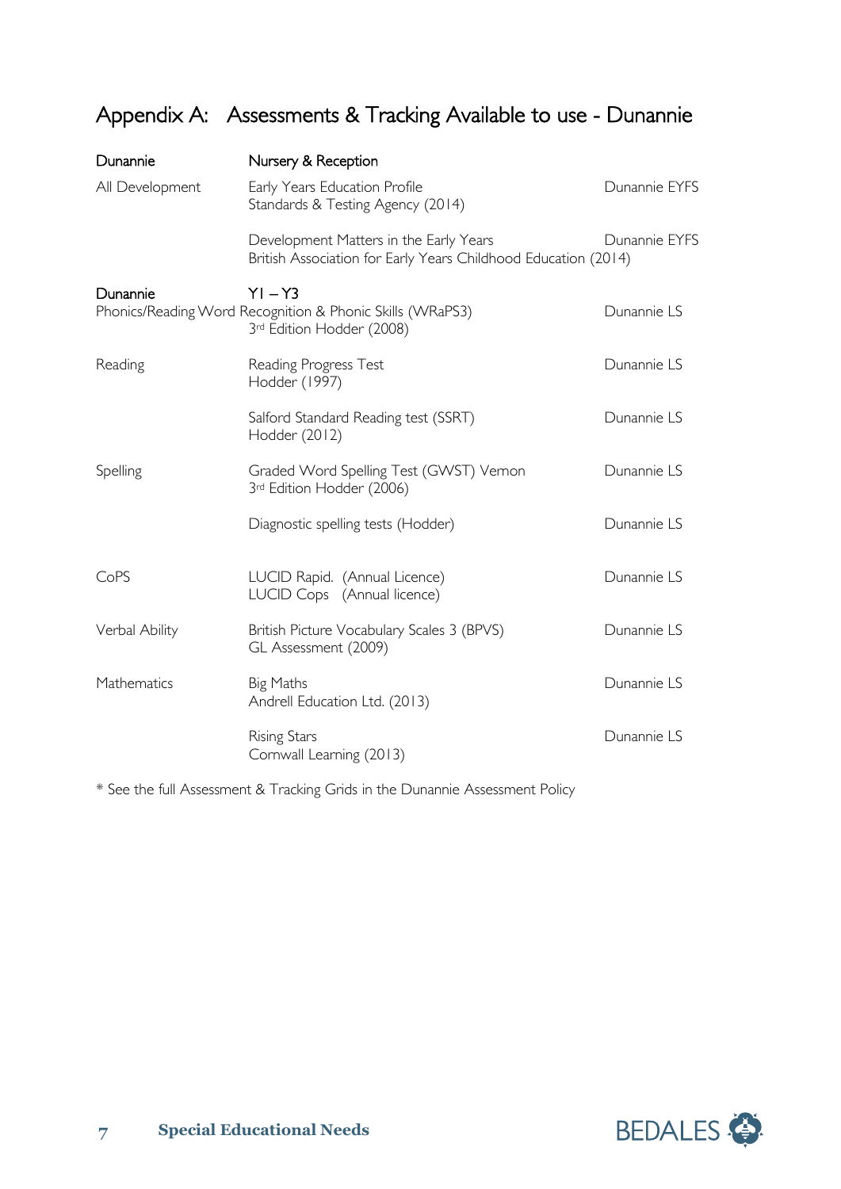## Appendix A: Assessments & Tracking Available to use - Dunannie

| Dunannie | Nursery & Reception | |
|---|---|---|
| All Development | Early Years Education Profile<br>Standards & Testing Agency (2014) | Dunannie EYFS |
| | Development Matters in the Early Years<br>British Association for Early Years Childhood Education (2014) | Dunannie EYFS |
| **Dunannie** | **Y1 – Y3** | |
| Phonics/Reading | Word Recognition & Phonic Skills (WRaPS3)<br>3rd Edition Hodder (2008) | Dunannie LS |
| Reading | Reading Progress Test<br>Hodder (1997) | Dunannie LS |
| | Salford Standard Reading test (SSRT)<br>Hodder (2012) | Dunannie LS |
| Spelling | Graded Word Spelling Test (GWST) Vernon<br>3rd Edition Hodder (2006) | Dunannie LS |
| | Diagnostic spelling tests (Hodder) | Dunannie LS |
| CoPS | LUCID Rapid. (Annual Licence)<br>LUCID Cops (Annual licence) | Dunannie LS |
| Verbal Ability | British Picture Vocabulary Scales 3 (BPVS)<br>GL Assessment (2009) | Dunannie LS |
| Mathematics | Big Maths<br>Andrell Education Ltd. (2013) | Dunannie LS |
| | Rising Stars<br>Cornwall Learning (2013) | Dunannie LS |

* See the full Assessment & Tracking Grids in the Dunannie Assessment Policy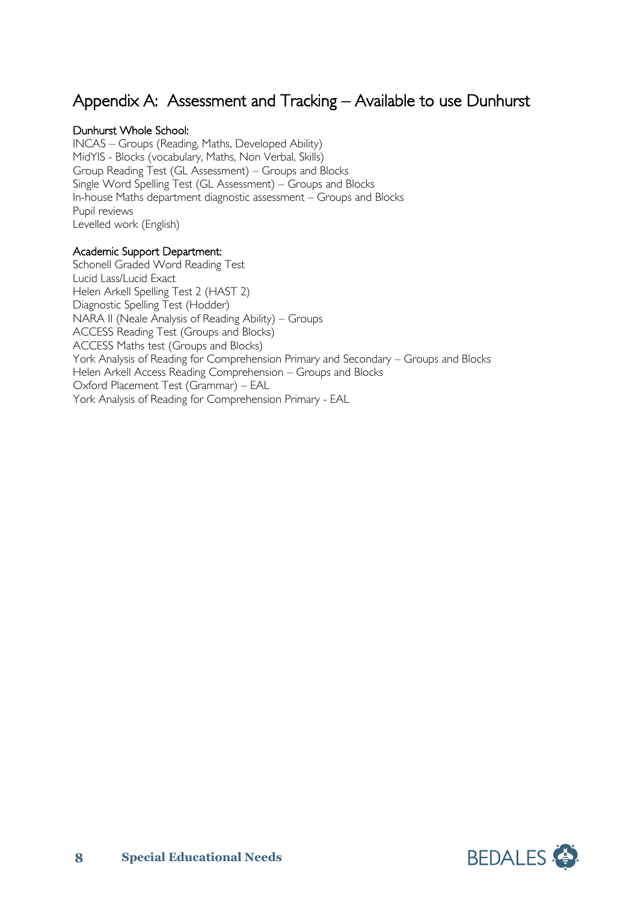## Appendix A: Assessment and Tracking – Available to use Dunhurst

**Dunhurst Whole School:**

INCAS – Groups (Reading, Maths, Developed Ability)
MidYIS - Blocks (vocabulary, Maths, Non Verbal, Skills)
Group Reading Test (GL Assessment) – Groups and Blocks
Single Word Spelling Test (GL Assessment) – Groups and Blocks
In-house Maths department diagnostic assessment – Groups and Blocks
Pupil reviews
Levelled work (English)

**Academic Support Department:**

Schonell Graded Word Reading Test
Lucid Lass/Lucid Exact
Helen Arkell Spelling Test 2 (HAST 2)
Diagnostic Spelling Test (Hodder)
NARA II (Neale Analysis of Reading Ability) – Groups
ACCESS Reading Test (Groups and Blocks)
ACCESS Maths test (Groups and Blocks)
York Analysis of Reading for Comprehension Primary and Secondary – Groups and Blocks
Helen Arkell Access Reading Comprehension – Groups and Blocks
Oxford Placement Test (Grammar) – EAL
York Analysis of Reading for Comprehension Primary - EAL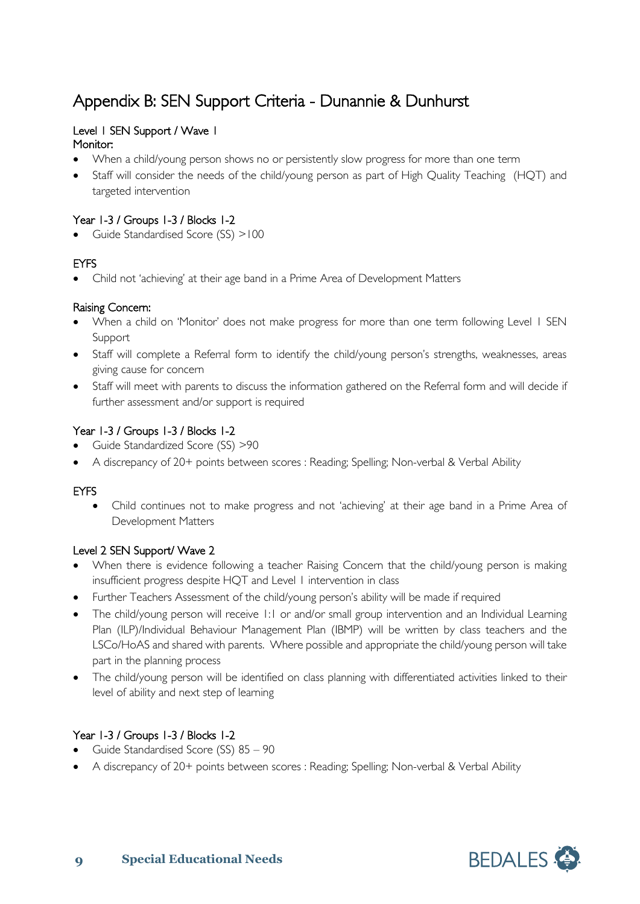# Appendix B: SEN Support Criteria - Dunannie & Dunhurst

**Level 1 SEN Support / Wave 1**

**Monitor:**

- When a child/young person shows no or persistently slow progress for more than one term
- Staff will consider the needs of the child/young person as part of High Quality Teaching (HQT) and targeted intervention

**Year 1-3 / Groups 1-3 / Blocks 1-2**

- Guide Standardised Score (SS) >100

**EYFS**

- Child not 'achieving' at their age band in a Prime Area of Development Matters

**Raising Concern:**

- When a child on 'Monitor' does not make progress for more than one term following Level 1 SEN Support
- Staff will complete a Referral form to identify the child/young person's strengths, weaknesses, areas giving cause for concern
- Staff will meet with parents to discuss the information gathered on the Referral form and will decide if further assessment and/or support is required

**Year 1-3 / Groups 1-3 / Blocks 1-2**

- Guide Standardized Score (SS) >90
- A discrepancy of 20+ points between scores : Reading; Spelling; Non-verbal & Verbal Ability

**EYFS**

- Child continues not to make progress and not 'achieving' at their age band in a Prime Area of Development Matters

**Level 2 SEN Support/ Wave 2**

- When there is evidence following a teacher Raising Concern that the child/young person is making insufficient progress despite HQT and Level 1 intervention in class
- Further Teachers Assessment of the child/young person's ability will be made if required
- The child/young person will receive 1:1 or and/or small group intervention and an Individual Learning Plan (ILP)/Individual Behaviour Management Plan (IBMP) will be written by class teachers and the LSCo/HoAS and shared with parents. Where possible and appropriate the child/young person will take part in the planning process
- The child/young person will be identified on class planning with differentiated activities linked to their level of ability and next step of learning

**Year 1-3 / Groups 1-3 / Blocks 1-2**

- Guide Standardised Score (SS) 85 – 90
- A discrepancy of 20+ points between scores : Reading; Spelling; Non-verbal & Verbal Ability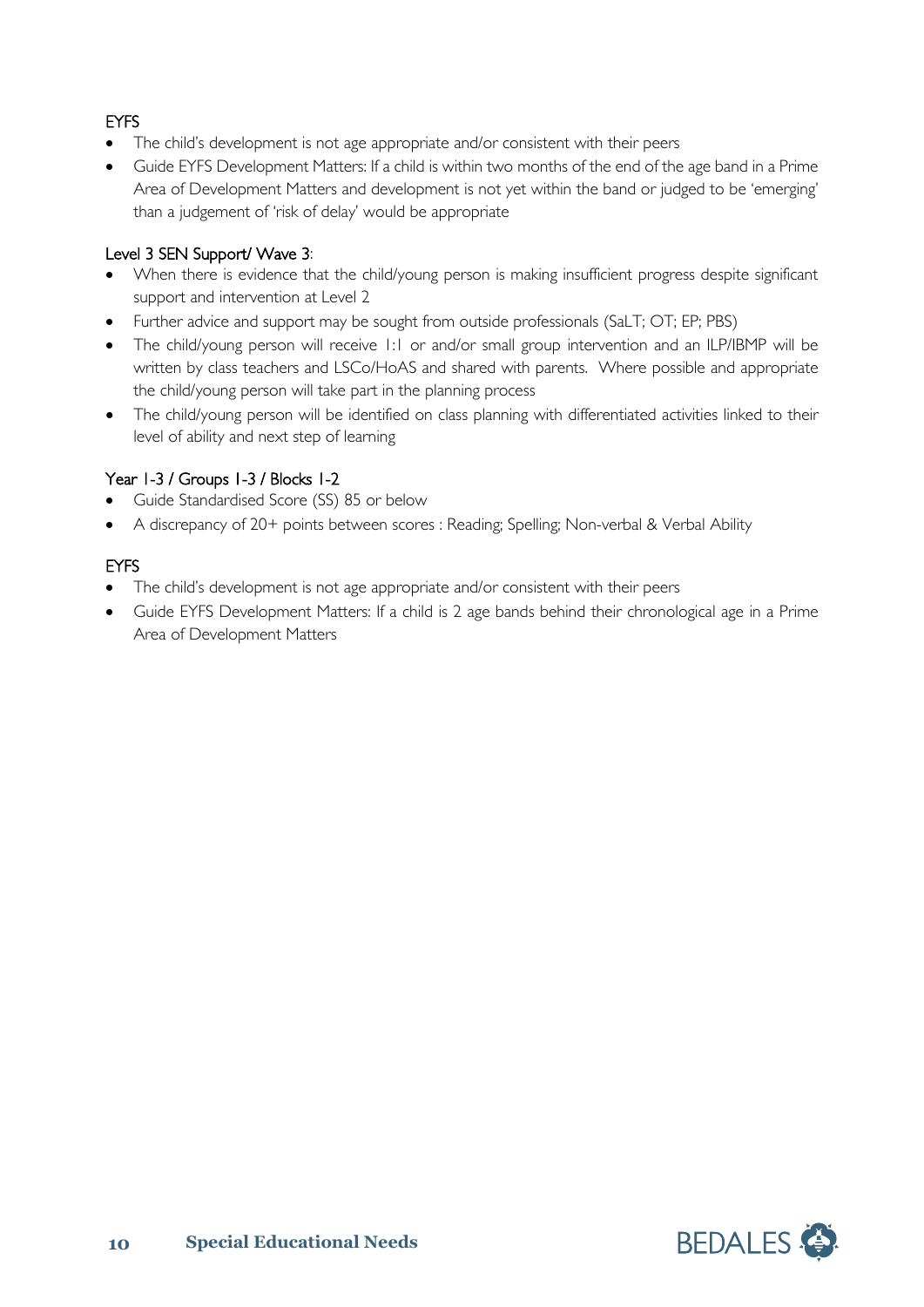EYFS

- The child's development is not age appropriate and/or consistent with their peers
- Guide EYFS Development Matters: If a child is within two months of the end of the age band in a Prime Area of Development Matters and development is not yet within the band or judged to be 'emerging' than a judgement of 'risk of delay' would be appropriate

Level 3 SEN Support/ Wave 3:

- When there is evidence that the child/young person is making insufficient progress despite significant support and intervention at Level 2
- Further advice and support may be sought from outside professionals (SaLT; OT; EP; PBS)
- The child/young person will receive 1:1 or and/or small group intervention and an ILP/IBMP will be written by class teachers and LSCo/HoAS and shared with parents. Where possible and appropriate the child/young person will take part in the planning process
- The child/young person will be identified on class planning with differentiated activities linked to their level of ability and next step of learning

Year 1-3 / Groups 1-3 / Blocks 1-2

- Guide Standardised Score (SS) 85 or below
- A discrepancy of 20+ points between scores : Reading; Spelling; Non-verbal & Verbal Ability

EYFS

- The child's development is not age appropriate and/or consistent with their peers
- Guide EYFS Development Matters: If a child is 2 age bands behind their chronological age in a Prime Area of Development Matters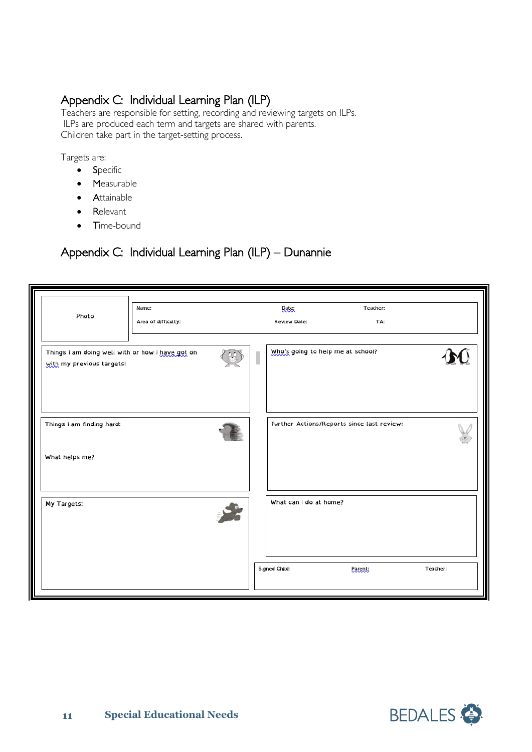## Appendix C: Individual Learning Plan (ILP)

Teachers are responsible for setting, recording and reviewing targets on ILPs.
ILPs are produced each term and targets are shared with parents.
Children take part in the target-setting process.

Targets are:

- Specific
- Measurable
- Attainable
- Relevant
- Time-bound

## Appendix C: Individual Learning Plan (ILP) – Dunannie

| Photo | Name: | Date: | Teacher: |
|---|---|---|---|
| | Area of difficulty: | Review Date: | TA: |

| | |
|---|---|
| Things I am doing well with or how I have got on with my previous targets: | Who's going to help me at school? |
| Things I am finding hard:<br><br>What helps me? | Further Actions/Reports since last review: |
| My Targets: | What can I do at home? |
| | Signed Child: &nbsp;&nbsp; Parent: &nbsp;&nbsp; Teacher: |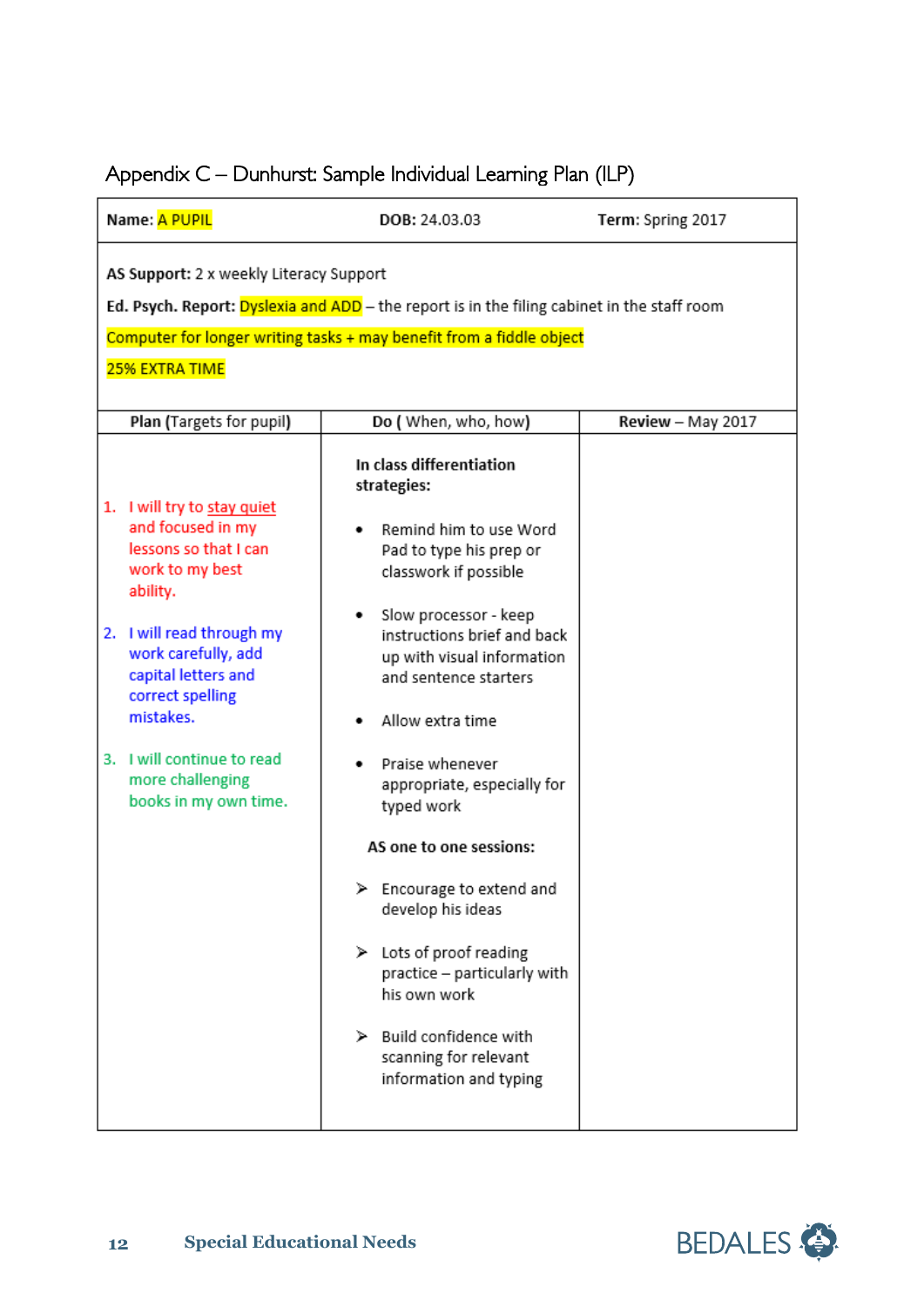## Appendix C – Dunhurst: Sample Individual Learning Plan (ILP)

| **Name:** A PUPIL | **DOB:** 24.03.03 | **Term:** Spring 2017 |
|---|---|---|
| **AS Support:** 2 x weekly Literacy Support<br>**Ed. Psych. Report:** Dyslexia and ADD – the report is in the filing cabinet in the staff room<br>Computer for longer writing tasks + may benefit from a fiddle object<br>25% EXTRA TIME | | |
| **Plan** (Targets for pupil) | **Do** ( When, who, how) | **Review** – May 2017 |
| 1. I will try to stay quiet and focused in my lessons so that I can work to my best ability.<br><br>2. I will read through my work carefully, add capital letters and correct spelling mistakes.<br><br>3. I will continue to read more challenging books in my own time. | **In class differentiation strategies:**<br>• Remind him to use Word Pad to type his prep or classwork if possible<br>• Slow processor - keep instructions brief and back up with visual information and sentence starters<br>• Allow extra time<br>• Praise whenever appropriate, especially for typed work<br><br>**AS one to one sessions:**<br>➢ Encourage to extend and develop his ideas<br>➢ Lots of proof reading practice – particularly with his own work<br>➢ Build confidence with scanning for relevant information and typing | |